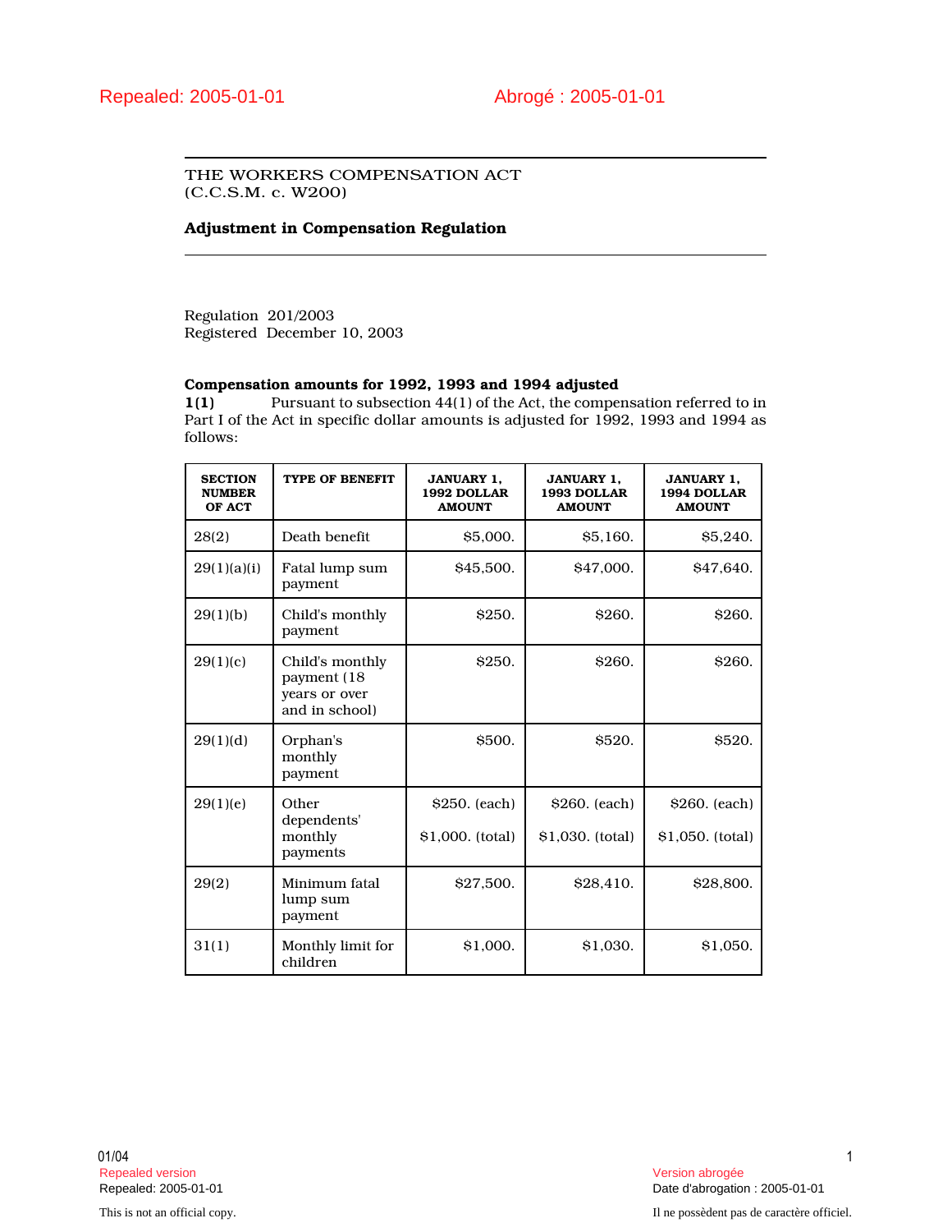Repealed: 2005-01-01 Abrogé : 2005-01-01

THE WORKERS COMPENSATION ACT
(C.C.S.M. c. W200)

**Adjustment in Compensation Regulation**

Regulation 201/2003
Registered December 10, 2003

**Compensation amounts for 1992, 1993 and 1994 adjusted**

**1(1)** Pursuant to subsection 44(1) of the Act, the compensation referred to in Part I of the Act in specific dollar amounts is adjusted for 1992, 1993 and 1994 as follows:

| SECTION NUMBER OF ACT | TYPE OF BENEFIT | JANUARY 1, 1992 DOLLAR AMOUNT | JANUARY 1, 1993 DOLLAR AMOUNT | JANUARY 1, 1994 DOLLAR AMOUNT |
|---|---|---|---|---|
| 28(2) | Death benefit | $5,000. | $5,160. | $5,240. |
| 29(1)(a)(i) | Fatal lump sum payment | $45,500. | $47,000. | $47,640. |
| 29(1)(b) | Child's monthly payment | $250. | $260. | $260. |
| 29(1)(c) | Child's monthly payment (18 years or over and in school) | $250. | $260. | $260. |
| 29(1)(d) | Orphan's monthly payment | $500. | $520. | $520. |
| 29(1)(e) | Other dependents' monthly payments | $250. (each) $1,000. (total) | $260. (each) $1,030. (total) | $260. (each) $1,050. (total) |
| 29(2) | Minimum fatal lump sum payment | $27,500. | $28,410. | $28,800. |
| 31(1) | Monthly limit for children | $1,000. | $1,030. | $1,050. |

01/04

Repealed version
Repealed: 2005-01-01

Version abrogée
Date d'abrogation : 2005-01-01

This is not an official copy.

Il ne possèdent pas de caractère officiel.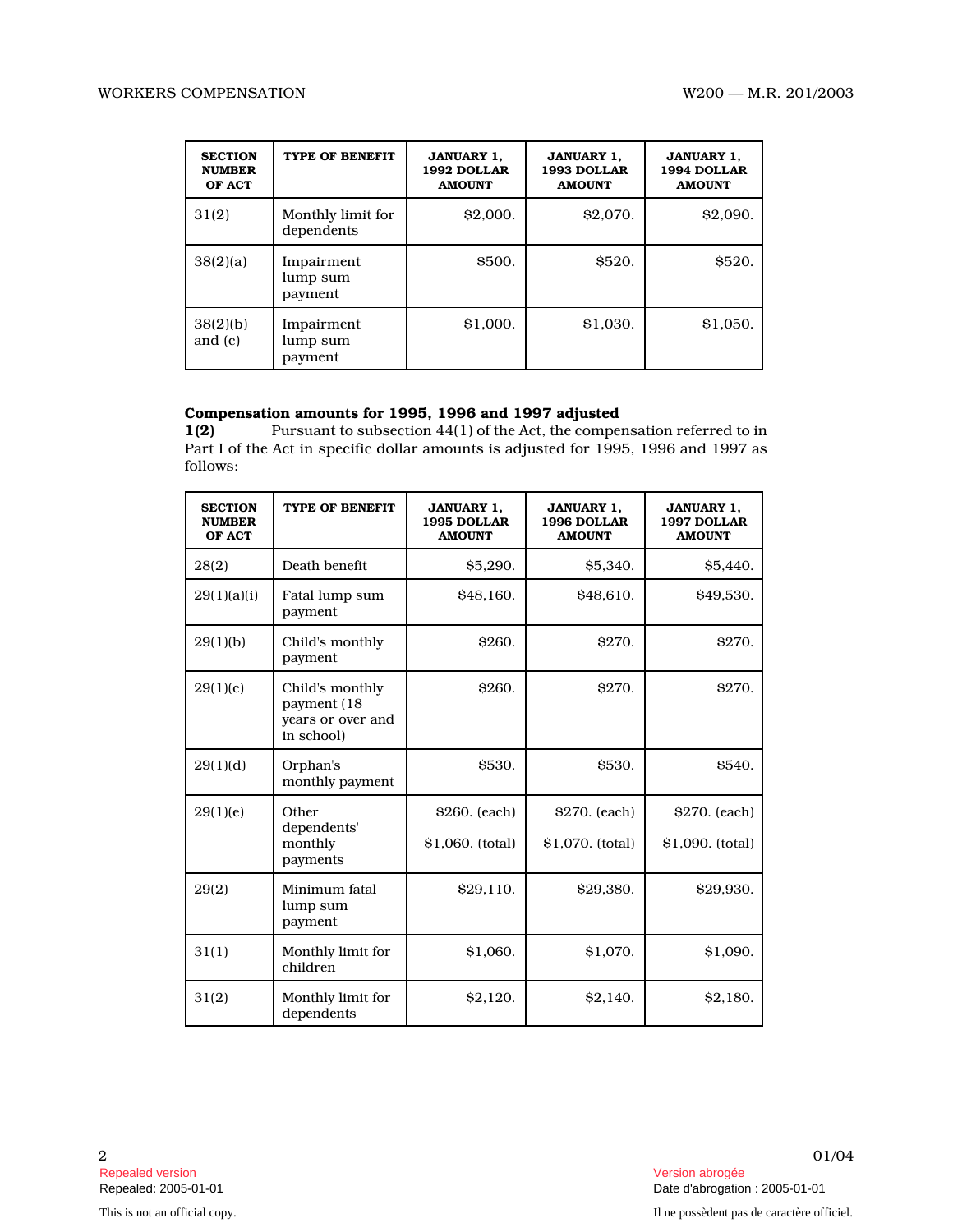| SECTION NUMBER OF ACT | TYPE OF BENEFIT | JANUARY 1, 1992 DOLLAR AMOUNT | JANUARY 1, 1993 DOLLAR AMOUNT | JANUARY 1, 1994 DOLLAR AMOUNT |
|---|---|---|---|---|
| 31(2) | Monthly limit for dependents | $2,000. | $2,070. | $2,090. |
| 38(2)(a) | Impairment lump sum payment | $500. | $520. | $520. |
| 38(2)(b) and (c) | Impairment lump sum payment | $1,000. | $1,030. | $1,050. |

**Compensation amounts for 1995, 1996 and 1997 adjusted**

**1(2)** Pursuant to subsection 44(1) of the Act, the compensation referred to in Part I of the Act in specific dollar amounts is adjusted for 1995, 1996 and 1997 as follows:

| SECTION NUMBER OF ACT | TYPE OF BENEFIT | JANUARY 1, 1995 DOLLAR AMOUNT | JANUARY 1, 1996 DOLLAR AMOUNT | JANUARY 1, 1997 DOLLAR AMOUNT |
|---|---|---|---|---|
| 28(2) | Death benefit | $5,290. | $5,340. | $5,440. |
| 29(1)(a)(i) | Fatal lump sum payment | $48,160. | $48,610. | $49,530. |
| 29(1)(b) | Child's monthly payment | $260. | $270. | $270. |
| 29(1)(c) | Child's monthly payment (18 years or over and in school) | $260. | $270. | $270. |
| 29(1)(d) | Orphan's monthly payment | $530. | $530. | $540. |
| 29(1)(e) | Other dependents' monthly payments | $260. (each) $1,060. (total) | $270. (each) $1,070. (total) | $270. (each) $1,090. (total) |
| 29(2) | Minimum fatal lump sum payment | $29,110. | $29,380. | $29,930. |
| 31(1) | Monthly limit for children | $1,060. | $1,070. | $1,090. |
| 31(2) | Monthly limit for dependents | $2,120. | $2,140. | $2,180. |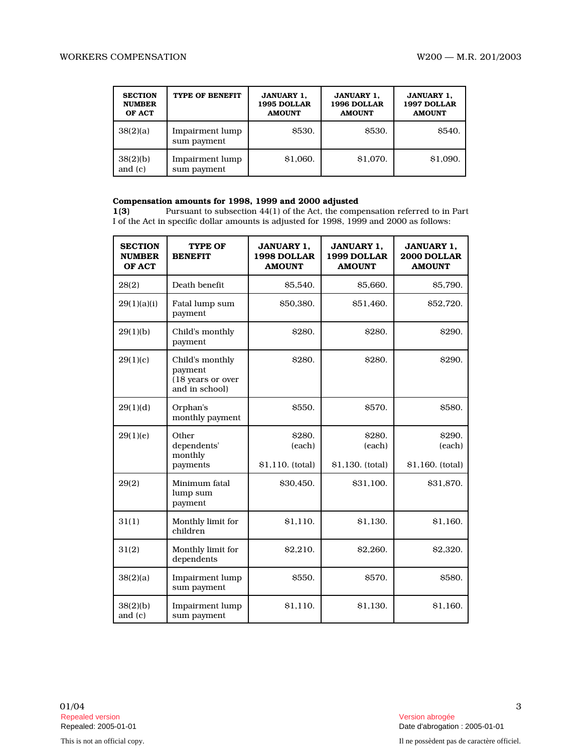| SECTION NUMBER OF ACT | TYPE OF BENEFIT | JANUARY 1, 1995 DOLLAR AMOUNT | JANUARY 1, 1996 DOLLAR AMOUNT | JANUARY 1, 1997 DOLLAR AMOUNT |
|---|---|---|---|---|
| 38(2)(a) | Impairment lump sum payment | $530. | $530. | $540. |
| 38(2)(b) and (c) | Impairment lump sum payment | $1,060. | $1,070. | $1,090. |

**Compensation amounts for 1998, 1999 and 2000 adjusted**

**1(3)** Pursuant to subsection 44(1) of the Act, the compensation referred to in Part I of the Act in specific dollar amounts is adjusted for 1998, 1999 and 2000 as follows:

| SECTION NUMBER OF ACT | TYPE OF BENEFIT | JANUARY 1, 1998 DOLLAR AMOUNT | JANUARY 1, 1999 DOLLAR AMOUNT | JANUARY 1, 2000 DOLLAR AMOUNT |
|---|---|---|---|---|
| 28(2) | Death benefit | $5,540. | $5,660. | $5,790. |
| 29(1)(a)(i) | Fatal lump sum payment | $50,380. | $51,460. | $52,720. |
| 29(1)(b) | Child's monthly payment | $280. | $280. | $290. |
| 29(1)(c) | Child's monthly payment (18 years or over and in school) | $280. | $280. | $290. |
| 29(1)(d) | Orphan's monthly payment | $550. | $570. | $580. |
| 29(1)(e) | Other dependents' monthly payments | $280. (each) $1,110. (total) | $280. (each) $1,130. (total) | $290. (each) $1,160. (total) |
| 29(2) | Minimum fatal lump sum payment | $30,450. | $31,100. | $31,870. |
| 31(1) | Monthly limit for children | $1,110. | $1,130. | $1,160. |
| 31(2) | Monthly limit for dependents | $2,210. | $2,260. | $2,320. |
| 38(2)(a) | Impairment lump sum payment | $550. | $570. | $580. |
| 38(2)(b) and (c) | Impairment lump sum payment | $1,110. | $1,130. | $1,160. |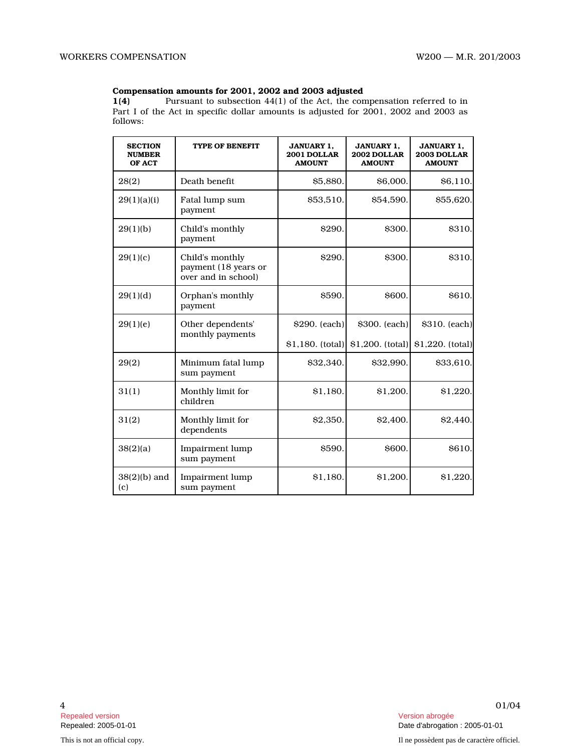**Compensation amounts for 2001, 2002 and 2003 adjusted**

**1(4)** Pursuant to subsection 44(1) of the Act, the compensation referred to in Part I of the Act in specific dollar amounts is adjusted for 2001, 2002 and 2003 as follows:

| SECTION NUMBER OF ACT | TYPE OF BENEFIT | JANUARY 1, 2001 DOLLAR AMOUNT | JANUARY 1, 2002 DOLLAR AMOUNT | JANUARY 1, 2003 DOLLAR AMOUNT |
|---|---|---|---|---|
| 28(2) | Death benefit | $5,880. | $6,000. | $6,110. |
| 29(1)(a)(i) | Fatal lump sum payment | $53,510. | $54,590. | $55,620. |
| 29(1)(b) | Child's monthly payment | $290. | $300. | $310. |
| 29(1)(c) | Child's monthly payment (18 years or over and in school) | $290. | $300. | $310. |
| 29(1)(d) | Orphan's monthly payment | $590. | $600. | $610. |
| 29(1)(e) | Other dependents' monthly payments | $290. (each) $1,180. (total) | $300. (each) $1,200. (total) | $310. (each) $1,220. (total) |
| 29(2) | Minimum fatal lump sum payment | $32,340. | $32,990. | $33,610. |
| 31(1) | Monthly limit for children | $1,180. | $1,200. | $1,220. |
| 31(2) | Monthly limit for dependents | $2,350. | $2,400. | $2,440. |
| 38(2)(a) | Impairment lump sum payment | $590. | $600. | $610. |
| 38(2)(b) and (c) | Impairment lump sum payment | $1,180. | $1,200. | $1,220. |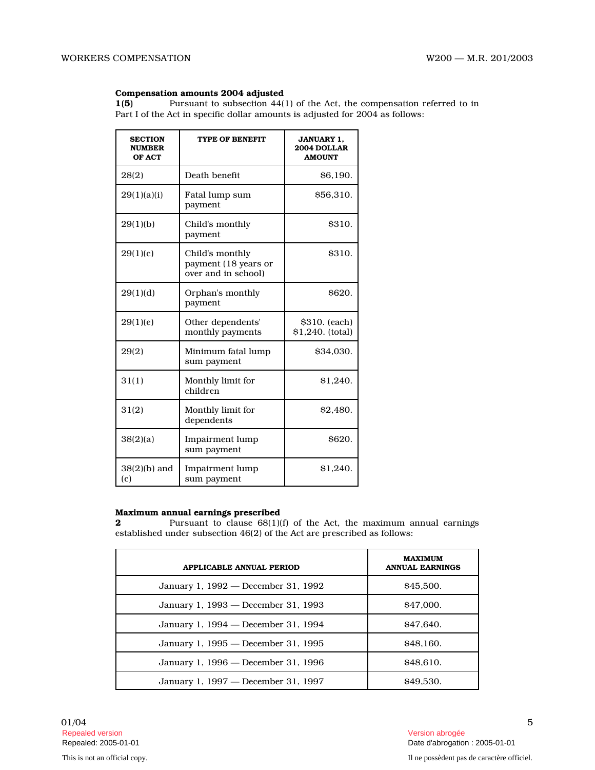**Compensation amounts 2004 adjusted**

**1(5)** Pursuant to subsection 44(1) of the Act, the compensation referred to in Part I of the Act in specific dollar amounts is adjusted for 2004 as follows:

| SECTION NUMBER OF ACT | TYPE OF BENEFIT | JANUARY 1, 2004 DOLLAR AMOUNT |
|---|---|---|
| 28(2) | Death benefit | $6,190. |
| 29(1)(a)(i) | Fatal lump sum payment | $56,310. |
| 29(1)(b) | Child's monthly payment | $310. |
| 29(1)(c) | Child's monthly payment (18 years or over and in school) | $310. |
| 29(1)(d) | Orphan's monthly payment | $620. |
| 29(1)(e) | Other dependents' monthly payments | $310. (each) $1,240. (total) |
| 29(2) | Minimum fatal lump sum payment | $34,030. |
| 31(1) | Monthly limit for children | $1,240. |
| 31(2) | Monthly limit for dependents | $2,480. |
| 38(2)(a) | Impairment lump sum payment | $620. |
| 38(2)(b) and (c) | Impairment lump sum payment | $1,240. |

**Maximum annual earnings prescribed**

**2** Pursuant to clause 68(1)(f) of the Act, the maximum annual earnings established under subsection 46(2) of the Act are prescribed as follows:

| APPLICABLE ANNUAL PERIOD | MAXIMUM ANNUAL EARNINGS |
|---|---|
| January 1, 1992 — December 31, 1992 | $45,500. |
| January 1, 1993 — December 31, 1993 | $47,000. |
| January 1, 1994 — December 31, 1994 | $47,640. |
| January 1, 1995 — December 31, 1995 | $48,160. |
| January 1, 1996 — December 31, 1996 | $48,610. |
| January 1, 1997 — December 31, 1997 | $49,530. |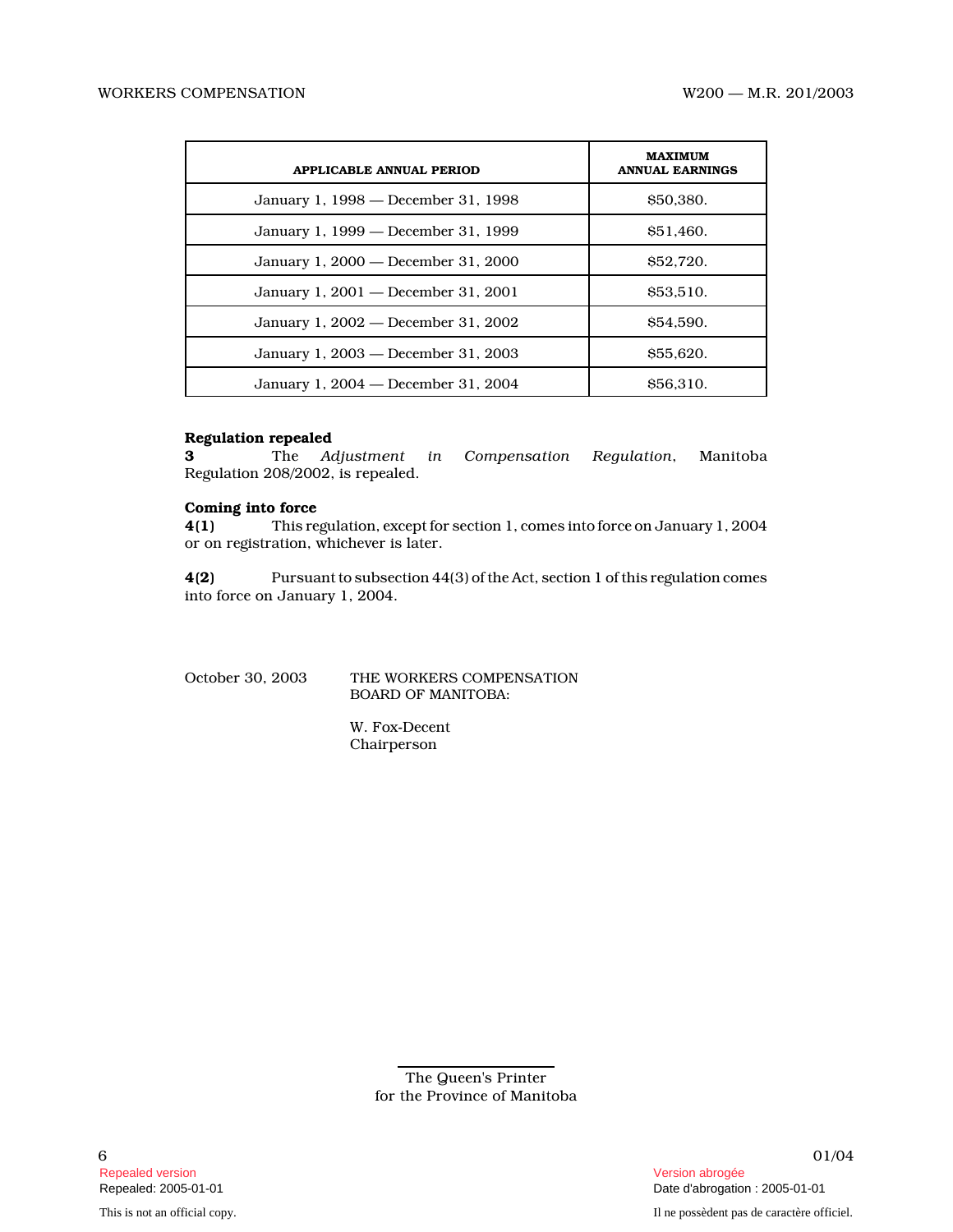| APPLICABLE ANNUAL PERIOD | MAXIMUM ANNUAL EARNINGS |
|---|---|
| January 1, 1998 — December 31, 1998 | $50,380. |
| January 1, 1999 — December 31, 1999 | $51,460. |
| January 1, 2000 — December 31, 2000 | $52,720. |
| January 1, 2001 — December 31, 2001 | $53,510. |
| January 1, 2002 — December 31, 2002 | $54,590. |
| January 1, 2003 — December 31, 2003 | $55,620. |
| January 1, 2004 — December 31, 2004 | $56,310. |

**Regulation repealed**
**3** The *Adjustment in Compensation Regulation*, Manitoba Regulation 208/2002, is repealed.

**Coming into force**
**4(1)** This regulation, except for section 1, comes into force on January 1, 2004 or on registration, whichever is later.

**4(2)** Pursuant to subsection 44(3) of the Act, section 1 of this regulation comes into force on January 1, 2004.

October 30, 2003

THE WORKERS COMPENSATION BOARD OF MANITOBA:

W. Fox-Decent
Chairperson

The Queen's Printer
for the Province of Manitoba